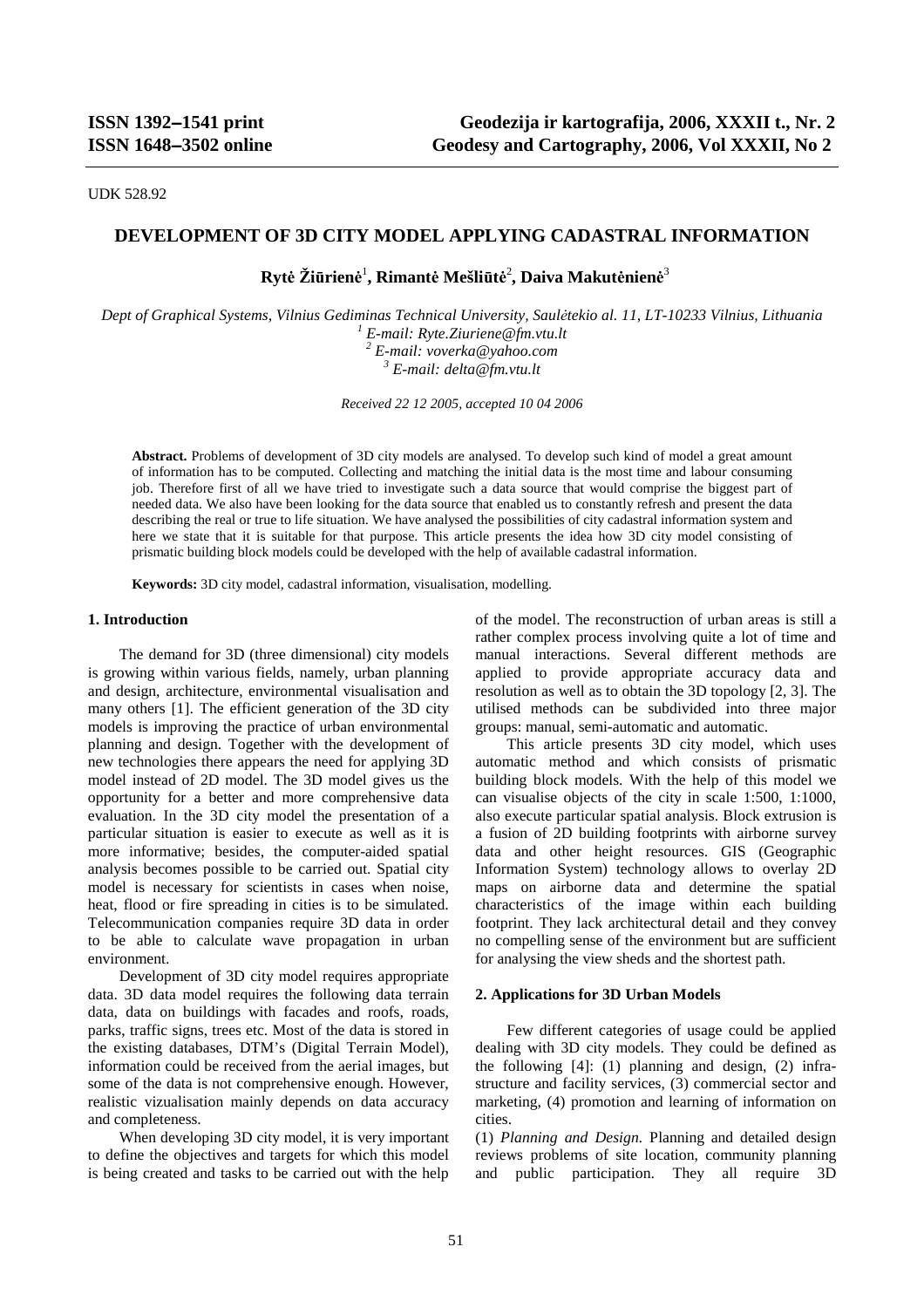UDK 528.92

# DEVELOPMENT OF 3D CITY MODEL APPLYING CADASTRAL INFORMATION

**Rytė Žiūrienė**[1]**, Rimantė Mešliūtė**[2]**, Daiva Makutėnienė**[3]

*Dept of Graphical Systems, Vilnius Gediminas Technical University, Saulėtekio al. 11, LT-10233 Vilnius, Lithuania*
*[1] E-mail: Ryte.Ziuriene@fm.vtu.lt*
*[2] E-mail: voverka@yahoo.com*
*[3] E-mail: delta@fm.vtu.lt*

*Received 22 12 2005, accepted 10 04 2006*

**Abstract.** Problems of development of 3D city models are analysed. To develop such kind of model a great amount of information has to be computed. Collecting and matching the initial data is the most time and labour consuming job. Therefore first of all we have tried to investigate such a data source that would comprise the biggest part of needed data. We also have been looking for the data source that enabled us to constantly refresh and present the data describing the real or true to life situation. We have analysed the possibilities of city cadastral information system and here we state that it is suitable for that purpose. This article presents the idea how 3D city model consisting of prismatic building block models could be developed with the help of available cadastral information.

**Keywords:** 3D city model, cadastral information, visualisation, modelling.

## 1. Introduction

The demand for 3D (three dimensional) city models is growing within various fields, namely, urban planning and design, architecture, environmental visualisation and many others [1]. The efficient generation of the 3D city models is improving the practice of urban environmental planning and design. Together with the development of new technologies there appears the need for applying 3D model instead of 2D model. The 3D model gives us the opportunity for a better and more comprehensive data evaluation. In the 3D city model the presentation of a particular situation is easier to execute as well as it is more informative; besides, the computer-aided spatial analysis becomes possible to be carried out. Spatial city model is necessary for scientists in cases when noise, heat, flood or fire spreading in cities is to be simulated. Telecommunication companies require 3D data in order to be able to calculate wave propagation in urban environment.

Development of 3D city model requires appropriate data. 3D data model requires the following data terrain data, data on buildings with facades and roofs, roads, parks, traffic signs, trees etc. Most of the data is stored in the existing databases, DTM's (Digital Terrain Model), information could be received from the aerial images, but some of the data is not comprehensive enough. However, realistic vizualisation mainly depends on data accuracy and completeness.

When developing 3D city model, it is very important to define the objectives and targets for which this model is being created and tasks to be carried out with the help of the model. The reconstruction of urban areas is still a rather complex process involving quite a lot of time and manual interactions. Several different methods are applied to provide appropriate accuracy data and resolution as well as to obtain the 3D topology [2, 3]. The utilised methods can be subdivided into three major groups: manual, semi-automatic and automatic.

This article presents 3D city model, which uses automatic method and which consists of prismatic building block models. With the help of this model we can visualise objects of the city in scale 1:500, 1:1000, also execute particular spatial analysis. Block extrusion is a fusion of 2D building footprints with airborne survey data and other height resources. GIS (Geographic Information System) technology allows to overlay 2D maps on airborne data and determine the spatial characteristics of the image within each building footprint. They lack architectural detail and they convey no compelling sense of the environment but are sufficient for analysing the view sheds and the shortest path.

## 2. Applications for 3D Urban Models

Few different categories of usage could be applied dealing with 3D city models. They could be defined as the following [4]: (1) planning and design, (2) infrastructure and facility services, (3) commercial sector and marketing, (4) promotion and learning of information on cities.

(1) *Planning and Design.* Planning and detailed design reviews problems of site location, community planning and public participation. They all require 3D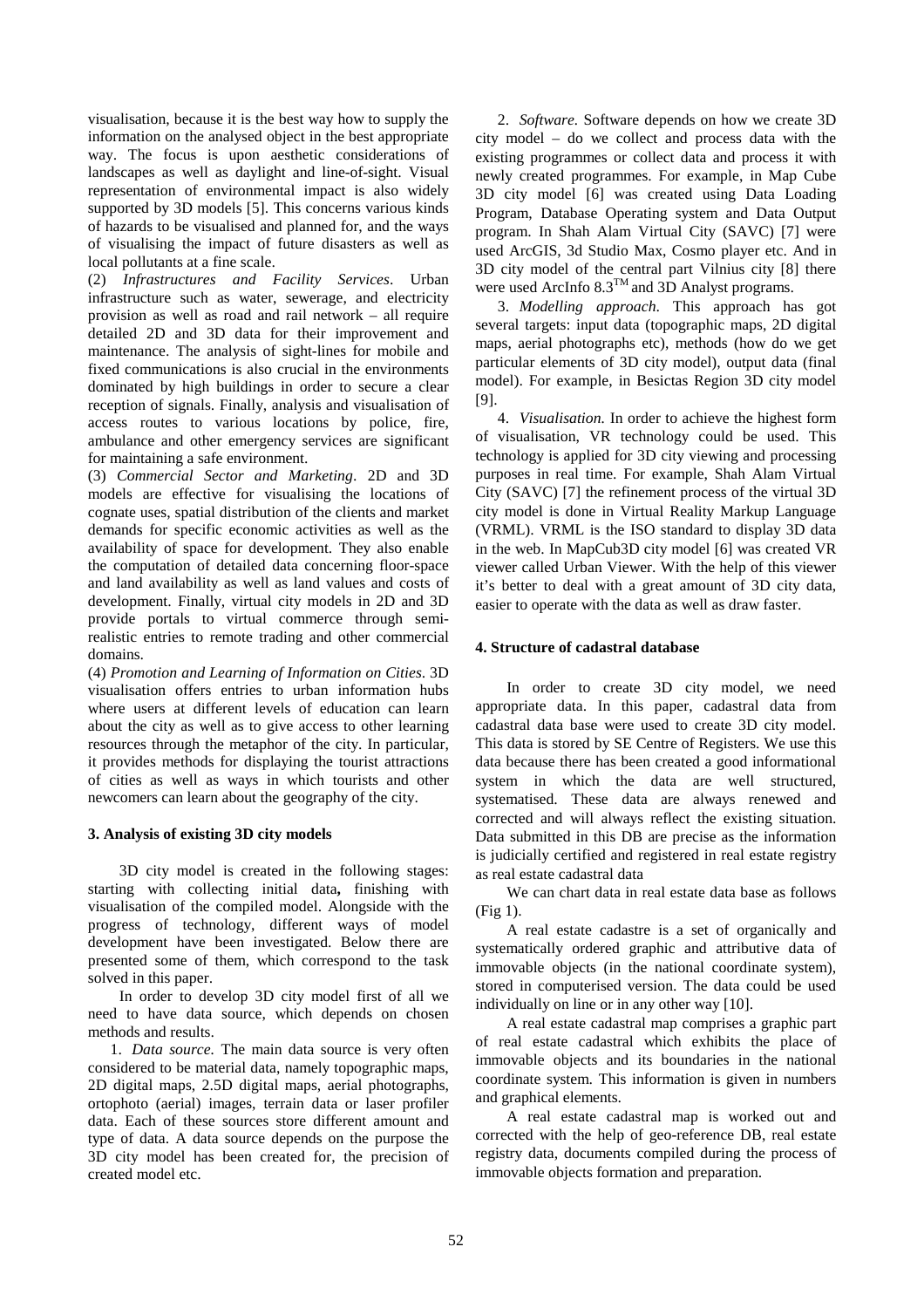visualisation, because it is the best way how to supply the information on the analysed object in the best appropriate way. The focus is upon aesthetic considerations of landscapes as well as daylight and line-of-sight. Visual representation of environmental impact is also widely supported by 3D models [5]. This concerns various kinds of hazards to be visualised and planned for, and the ways of visualising the impact of future disasters as well as local pollutants at a fine scale.

(2) *Infrastructures and Facility Services*. Urban infrastructure such as water, sewerage, and electricity provision as well as road and rail network – all require detailed 2D and 3D data for their improvement and maintenance. The analysis of sight-lines for mobile and fixed communications is also crucial in the environments dominated by high buildings in order to secure a clear reception of signals. Finally, analysis and visualisation of access routes to various locations by police, fire, ambulance and other emergency services are significant for maintaining a safe environment.

(3) *Commercial Sector and Marketing*. 2D and 3D models are effective for visualising the locations of cognate uses, spatial distribution of the clients and market demands for specific economic activities as well as the availability of space for development. They also enable the computation of detailed data concerning floor-space and land availability as well as land values and costs of development. Finally, virtual city models in 2D and 3D provide portals to virtual commerce through semi-realistic entries to remote trading and other commercial domains.

(4) *Promotion and Learning of Information on Cities*. 3D visualisation offers entries to urban information hubs where users at different levels of education can learn about the city as well as to give access to other learning resources through the metaphor of the city. In particular, it provides methods for displaying the tourist attractions of cities as well as ways in which tourists and other newcomers can learn about the geography of the city.

### 3. Analysis of existing 3D city models

3D city model is created in the following stages: starting with collecting initial data**,** finishing with visualisation of the compiled model. Alongside with the progress of technology, different ways of model development have been investigated. Below there are presented some of them, which correspond to the task solved in this paper.

In order to develop 3D city model first of all we need to have data source, which depends on chosen methods and results.

1. *Data source.* The main data source is very often considered to be material data, namely topographic maps, 2D digital maps, 2.5D digital maps, aerial photographs, ortophoto (aerial) images, terrain data or laser profiler data. Each of these sources store different amount and type of data. A data source depends on the purpose the 3D city model has been created for, the precision of created model etc.

2. *Software.* Software depends on how we create 3D city model – do we collect and process data with the existing programmes or collect data and process it with newly created programmes. For example, in Map Cube 3D city model [6] was created using Data Loading Program, Database Operating system and Data Output program. In Shah Alam Virtual City (SAVC) [7] were used ArcGIS, 3d Studio Max, Cosmo player etc. And in 3D city model of the central part Vilnius city [8] there were used ArcInfo 8.3$^{TM}$ and 3D Analyst programs.

3. *Modelling approach.* This approach has got several targets: input data (topographic maps, 2D digital maps, aerial photographs etc), methods (how do we get particular elements of 3D city model), output data (final model). For example, in Besictas Region 3D city model [9].

4. *Visualisation.* In order to achieve the highest form of visualisation, VR technology could be used. This technology is applied for 3D city viewing and processing purposes in real time. For example, Shah Alam Virtual City (SAVC) [7] the refinement process of the virtual 3D city model is done in Virtual Reality Markup Language (VRML). VRML is the ISO standard to display 3D data in the web. In MapCub3D city model [6] was created VR viewer called Urban Viewer. With the help of this viewer it's better to deal with a great amount of 3D city data, easier to operate with the data as well as draw faster.

### 4. Structure of cadastral database

In order to create 3D city model, we need appropriate data. In this paper, cadastral data from cadastral data base were used to create 3D city model. This data is stored by SE Centre of Registers. We use this data because there has been created a good informational system in which the data are well structured, systematised. These data are always renewed and corrected and will always reflect the existing situation. Data submitted in this DB are precise as the information is judicially certified and registered in real estate registry as real estate cadastral data

We can chart data in real estate data base as follows (Fig 1).

A real estate cadastre is a set of organically and systematically ordered graphic and attributive data of immovable objects (in the national coordinate system), stored in computerised version. The data could be used individually on line or in any other way [10].

A real estate cadastral map comprises a graphic part of real estate cadastral which exhibits the place of immovable objects and its boundaries in the national coordinate system. This information is given in numbers and graphical elements.

A real estate cadastral map is worked out and corrected with the help of geo-reference DB, real estate registry data, documents compiled during the process of immovable objects formation and preparation.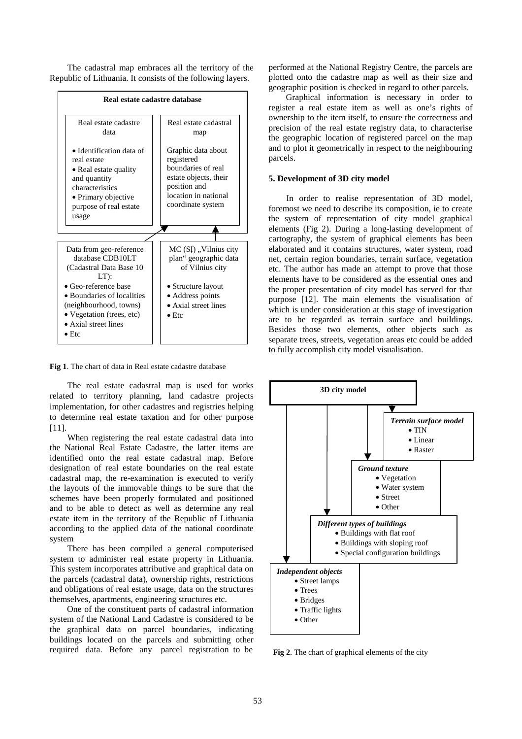The cadastral map embraces all the territory of the Republic of Lithuania. It consists of the following layers.

**Real estate cadastre database**

| Real estate cadastre data | Real estate cadastral map |
|---|---|
| • Identification data of real estate<br>• Real estate quality and quantity characteristics<br>• Primary objective purpose of real estate usage | Graphic data about registered boundaries of real estate objects, their position and location in national coordinate system |

| Data from geo-reference database CDB10LT (Cadastral Data Base 10 LT): | MC (SI) „Vilnius city plan“ geographic data of Vilnius city |
|---|---|
| • Geo-reference base<br>• Boundaries of localities (neighbourhood, towns)<br>• Vegetation (trees, etc)<br>• Axial street lines<br>• Etc | • Structure layout<br>• Address points<br>• Axial street lines<br>• Etc |

**Fig 1**. The chart of data in Real estate cadastre database

The real estate cadastral map is used for works related to territory planning, land cadastre projects implementation, for other cadastres and registries helping to determine real estate taxation and for other purpose [11].

When registering the real estate cadastral data into the National Real Estate Cadastre, the latter items are identified onto the real estate cadastral map. Before designation of real estate boundaries on the real estate cadastral map, the re-examination is executed to verify the layouts of the immovable things to be sure that the schemes have been properly formulated and positioned and to be able to detect as well as determine any real estate item in the territory of the Republic of Lithuania according to the applied data of the national coordinate system

There has been compiled a general computerised system to administer real estate property in Lithuania. This system incorporates attributive and graphical data on the parcels (cadastral data), ownership rights, restrictions and obligations of real estate usage, data on the structures themselves, apartments, engineering structures etc.

One of the constituent parts of cadastral information system of the National Land Cadastre is considered to be the graphical data on parcel boundaries, indicating buildings located on the parcels and submitting other required data. Before any parcel registration to be performed at the National Registry Centre, the parcels are plotted onto the cadastre map as well as their size and geographic position is checked in regard to other parcels.

Graphical information is necessary in order to register a real estate item as well as one's rights of ownership to the item itself, to ensure the correctness and precision of the real estate registry data, to characterise the geographic location of registered parcel on the map and to plot it geometrically in respect to the neighbouring parcels.

### 5. Development of 3D city model

In order to realise representation of 3D model, foremost we need to describe its composition, ie to create the system of representation of city model graphical elements (Fig 2). During a long-lasting development of cartography, the system of graphical elements has been elaborated and it contains structures, water system, road net, certain region boundaries, terrain surface, vegetation etc. The author has made an attempt to prove that those elements have to be considered as the essential ones and the proper presentation of city model has served for that purpose [12]. The main elements the visualisation of which is under consideration at this stage of investigation are to be regarded as terrain surface and buildings. Besides those two elements, other objects such as separate trees, streets, vegetation areas etc could be added to fully accomplish city model visualisation.

**3D city model**

- *Terrain surface model*
  - TIN
  - Linear
  - Raster
- *Ground texture*
  - Vegetation
  - Water system
  - Street
  - Other
- *Different types of buildings*
  - Buildings with flat roof
  - Buildings with sloping roof
  - Special configuration buildings
- *Independent objects*
  - Street lamps
  - Trees
  - Bridges
  - Traffic lights
  - Other

**Fig 2**. The chart of graphical elements of the city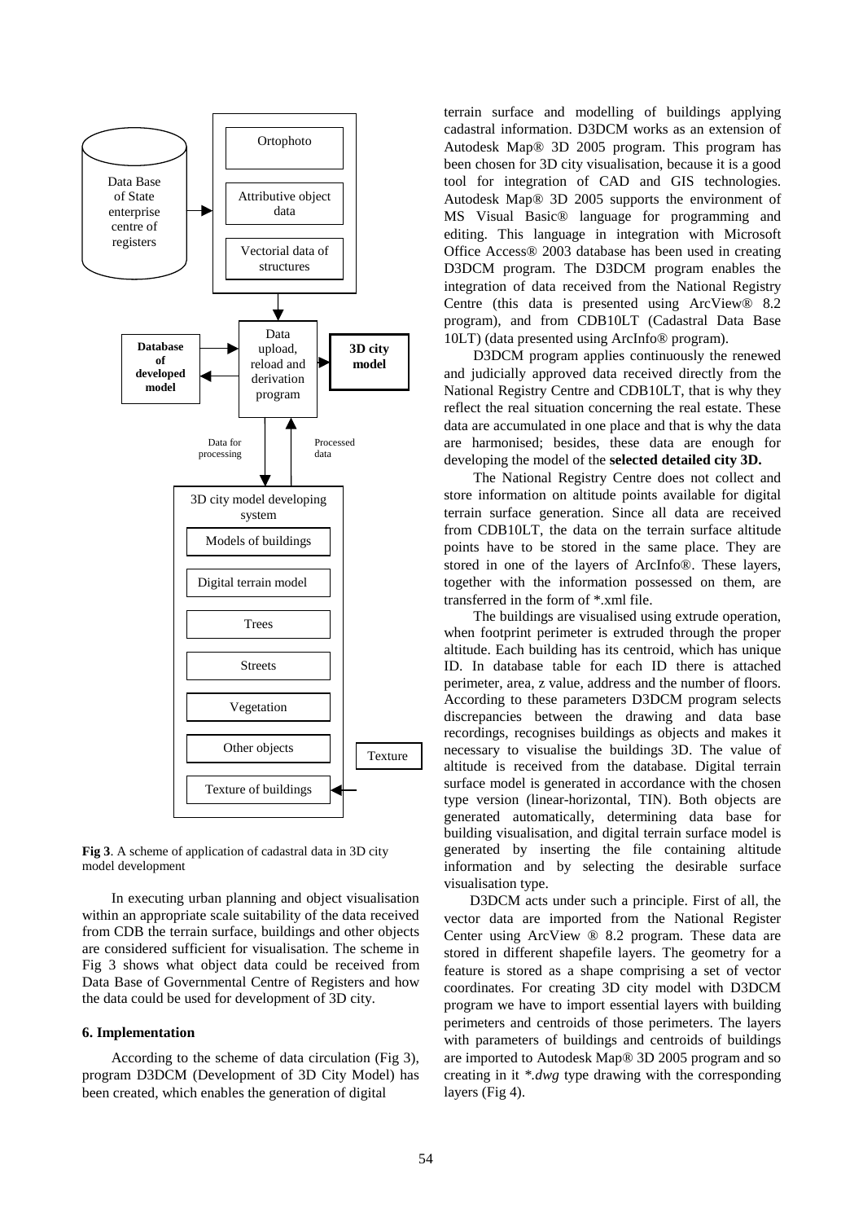**Fig 3**. A scheme of application of cadastral data in 3D city model development

In executing urban planning and object visualisation within an appropriate scale suitability of the data received from CDB the terrain surface, buildings and other objects are considered sufficient for visualisation. The scheme in Fig 3 shows what object data could be received from Data Base of Governmental Centre of Registers and how the data could be used for development of 3D city.

### 6. Implementation

According to the scheme of data circulation (Fig 3), program D3DCM (Development of 3D City Model) has been created, which enables the generation of digital terrain surface and modelling of buildings applying cadastral information. D3DCM works as an extension of Autodesk Map® 3D 2005 program. This program has been chosen for 3D city visualisation, because it is a good tool for integration of CAD and GIS technologies. Autodesk Map® 3D 2005 supports the environment of MS Visual Basic® language for programming and editing. This language in integration with Microsoft Office Access® 2003 database has been used in creating D3DCM program. The D3DCM program enables the integration of data received from the National Registry Centre (this data is presented using ArcView® 8.2 program), and from CDB10LT (Cadastral Data Base 10LT) (data presented using ArcInfo® program).

D3DCM program applies continuously the renewed and judicially approved data received directly from the National Registry Centre and CDB10LT, that is why they reflect the real situation concerning the real estate. These data are accumulated in one place and that is why the data are harmonised; besides, these data are enough for developing the model of the **selected detailed city 3D.**

The National Registry Centre does not collect and store information on altitude points available for digital terrain surface generation. Since all data are received from CDB10LT, the data on the terrain surface altitude points have to be stored in the same place. They are stored in one of the layers of ArcInfo®. These layers, together with the information possessed on them, are transferred in the form of *.xml file.

The buildings are visualised using extrude operation, when footprint perimeter is extruded through the proper altitude. Each building has its centroid, which has unique ID. In database table for each ID there is attached perimeter, area, z value, address and the number of floors. According to these parameters D3DCM program selects discrepancies between the drawing and data base recordings, recognises buildings as objects and makes it necessary to visualise the buildings 3D. The value of altitude is received from the database. Digital terrain surface model is generated in accordance with the chosen type version (linear-horizontal, TIN). Both objects are generated automatically, determining data base for building visualisation, and digital terrain surface model is generated by inserting the file containing altitude information and by selecting the desirable surface visualisation type.

D3DCM acts under such a principle. First of all, the vector data are imported from the National Register Center using ArcView ® 8.2 program. These data are stored in different shapefile layers. The geometry for a feature is stored as a shape comprising a set of vector coordinates. For creating 3D city model with D3DCM program we have to import essential layers with building perimeters and centroids of those perimeters. The layers with parameters of buildings and centroids of buildings are imported to Autodesk Map® 3D 2005 program and so creating in it **.dwg* type drawing with the corresponding layers (Fig 4).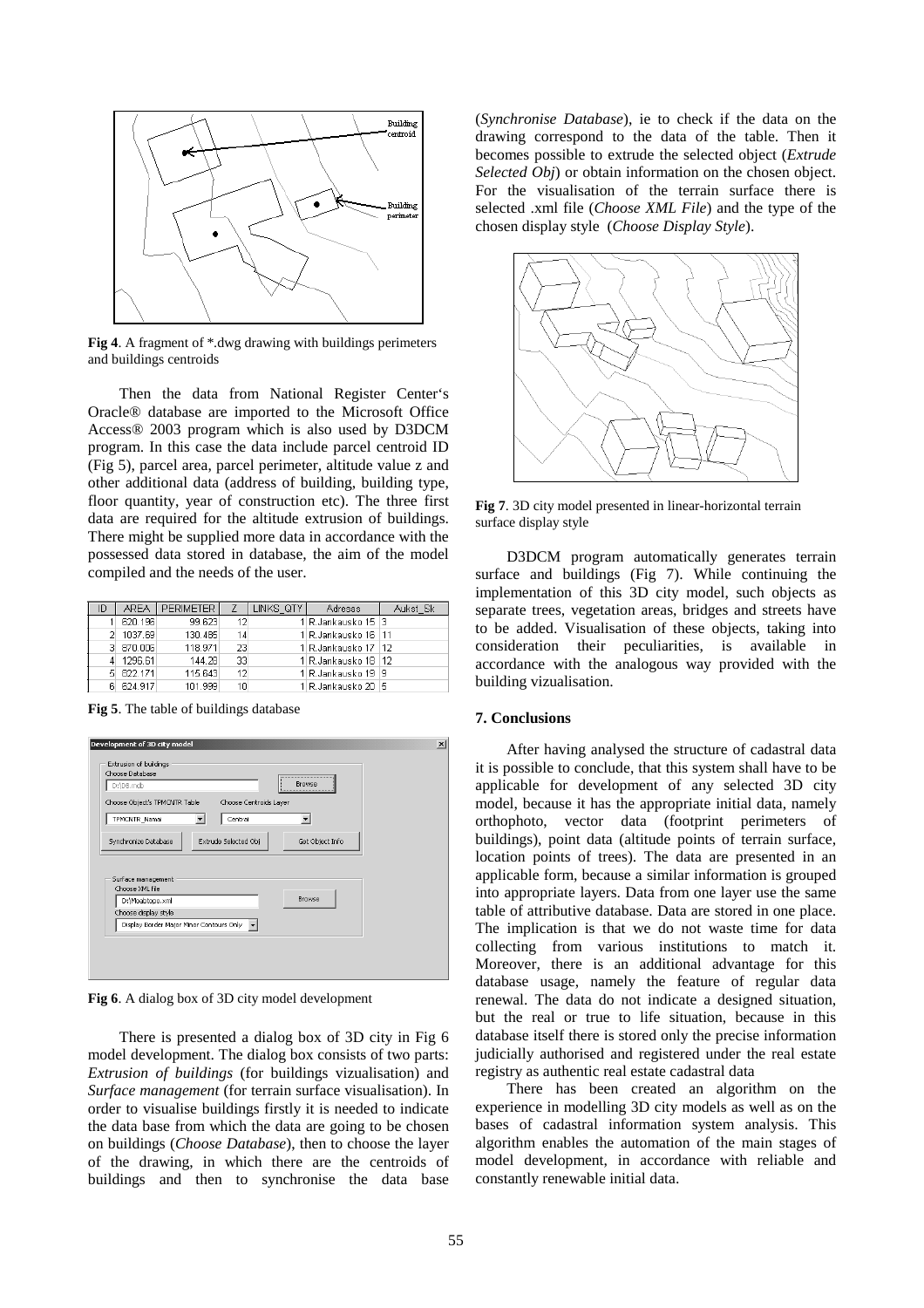**Fig 4**. A fragment of *.dwg drawing with buildings perimeters and buildings centroids

Then the data from National Register Center's Oracle® database are imported to the Microsoft Office Access® 2003 program which is also used by D3DCM program. In this case the data include parcel centroid ID (Fig 5), parcel area, parcel perimeter, altitude value z and other additional data (address of building, building type, floor quantity, year of construction etc). The three first data are required for the altitude extrusion of buildings. There might be supplied more data in accordance with the possessed data stored in database, the aim of the model compiled and the needs of the user.

| ID | AREA | PERIMETER | Z | LINKS_QTY | Adresas | Aukst_Sk |
|---|---|---|---|---|---|---|
| 1 | 620.196 | 99.623 | 12 | 1 | R.Jankausko 15 | 3 |
| 2 | 1037.69 | 130.485 | 14 | 1 | R.Jankausko 16 | 11 |
| 3 | 870.006 | 118.971 | 23 | 1 | R.Jankausko 17 | 12 |
| 4 | 1296.61 | 144.28 | 33 | 1 | R.Jankausko 18 | 12 |
| 5 | 822.171 | 115.643 | 12 | 1 | R.Jankausko 19 | 9 |
| 6 | 624.917 | 101.999 | 10 | 1 | R.Jankausko 20 | 5 |

**Fig 5**. The table of buildings database

**Fig 6**. A dialog box of 3D city model development

There is presented a dialog box of 3D city in Fig 6 model development. The dialog box consists of two parts: *Extrusion of buildings* (for buildings vizualisation) and *Surface management* (for terrain surface visualisation). In order to visualise buildings firstly it is needed to indicate the data base from which the data are going to be chosen on buildings (*Choose Database*), then to choose the layer of the drawing, in which there are the centroids of buildings and then to synchronise the data base (*Synchronise Database*), ie to check if the data on the drawing correspond to the data of the table. Then it becomes possible to extrude the selected object (*Extrude Selected Obj*) or obtain information on the chosen object. For the visualisation of the terrain surface there is selected .xml file (*Choose XML File*) and the type of the chosen display style (*Choose Display Style*).

**Fig 7**. 3D city model presented in linear-horizontal terrain surface display style

D3DCM program automatically generates terrain surface and buildings (Fig 7). While continuing the implementation of this 3D city model, such objects as separate trees, vegetation areas, bridges and streets have to be added. Visualisation of these objects, taking into consideration their peculiarities, is available in accordance with the analogous way provided with the building vizualisation.

### 7. Conclusions

After having analysed the structure of cadastral data it is possible to conclude, that this system shall have to be applicable for development of any selected 3D city model, because it has the appropriate initial data, namely orthophoto, vector data (footprint perimeters of buildings), point data (altitude points of terrain surface, location points of trees). The data are presented in an applicable form, because a similar information is grouped into appropriate layers. Data from one layer use the same table of attributive database. Data are stored in one place. The implication is that we do not waste time for data collecting from various institutions to match it. Moreover, there is an additional advantage for this database usage, namely the feature of regular data renewal. The data do not indicate a designed situation, but the real or true to life situation, because in this database itself there is stored only the precise information judicially authorised and registered under the real estate registry as authentic real estate cadastral data

There has been created an algorithm on the experience in modelling 3D city models as well as on the bases of cadastral information system analysis. This algorithm enables the automation of the main stages of model development, in accordance with reliable and constantly renewable initial data.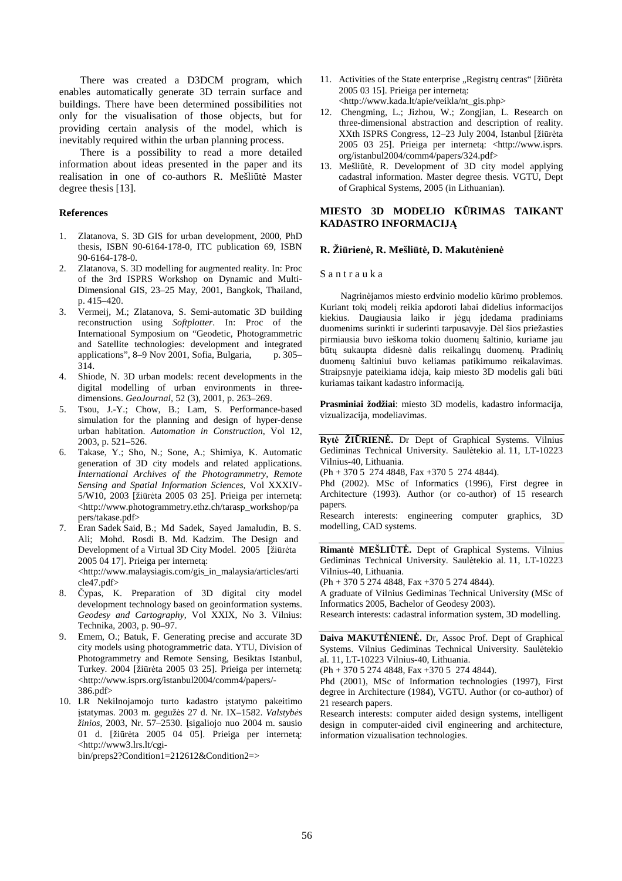There was created a D3DCM program, which enables automatically generate 3D terrain surface and buildings. There have been determined possibilities not only for the visualisation of those objects, but for providing certain analysis of the model, which is inevitably required within the urban planning process.

There is a possibility to read a more detailed information about ideas presented in the paper and its realisation in one of co-authors R. Mešliūtė Master degree thesis [13].

### References

1. Zlatanova, S. 3D GIS for urban development, 2000, PhD thesis, ISBN 90-6164-178-0, ITC publication 69, ISBN 90-6164-178-0.
2. Zlatanova, S. 3D modelling for augmented reality. In: Proc of the 3rd ISPRS Workshop on Dynamic and Multi-Dimensional GIS, 23–25 May, 2001, Bangkok, Thailand, p. 415–420.
3. Vermeij, M.; Zlatanova, S. Semi-automatic 3D building reconstruction using *Softplotter*. In: Proc of the International Symposium on "Geodetic, Photogrammetric and Satellite technologies: development and integrated applications", 8–9 Nov 2001, Sofia, Bulgaria, p. 305–314.
4. Shiode, N. 3D urban models: recent developments in the digital modelling of urban environments in three-dimensions. *GeoJournal*, 52 (3), 2001, p. 263–269.
5. Tsou, J.-Y.; Chow, B.; Lam, S. Performance-based simulation for the planning and design of hyper-dense urban habitation. *Automation in Construction*, Vol 12, 2003, p. 521–526.
6. Takase, Y.; Sho, N.; Sone, A.; Shimiya, K. Automatic generation of 3D city models and related applications. *International Archives of the Photogrammetry, Remote Sensing and Spatial Information Sciences*, Vol XXXIV-5/W10, 2003 [žiūrėta 2005 03 25]. Prieiga per internetą: <http://www.photogrammetry.ethz.ch/tarasp_workshop/papers/takase.pdf>
7. Eran Sadek Said, B.; Md Sadek, Sayed Jamaludin, B. S. Ali; Mohd. Rosdi B. Md. Kadzim. The Design and Development of a Virtual 3D City Model. 2005 [žiūrėta 2005 04 17]. Prieiga per internetą: <http://www.malaysiagis.com/gis_in_malaysia/articles/article47.pdf>
8. Čypas, K. Preparation of 3D digital city model development technology based on geoinformation systems. *Geodesy and Cartography*, Vol XXIX, No 3. Vilnius: Technika, 2003, p. 90–97.
9. Emem, O.; Batuk, F. Generating precise and accurate 3D city models using photogrammetric data. YTU, Division of Photogrammetry and Remote Sensing, Besiktas Istanbul, Turkey. 2004 [žiūrėta 2005 03 25]. Prieiga per internetą: <http://www.isprs.org/istanbul2004/comm4/papers/-386.pdf>
10. LR Nekilnojamojo turto kadastro įstatymo pakeitimo įstatymas. 2003 m. gegužės 27 d. Nr. IX–1582. *Valstybės žinios*, 2003, Nr. 57–2530. Įsigaliojo nuo 2004 m. sausio 01 d. [žiūrėta 2005 04 05]. Prieiga per internetą: <http://www3.lrs.lt/cgi-bin/preps2?Condition1=212612&Condition2=>
11. Activities of the State enterprise „Registrų centras" [žiūrėta 2005 03 15]. Prieiga per internetą: <http://www.kada.lt/apie/veikla/nt_gis.php>
12. Chengming, L.; Jizhou, W.; Zongjian, L. Research on three-dimensional abstraction and description of reality. XXth ISPRS Congress, 12–23 July 2004, Istanbul [žiūrėta 2005 03 25]. Prieiga per internetą: <http://www.isprs.org/istanbul2004/comm4/papers/324.pdf>
13. Mešliūtė, R. Development of 3D city model applying cadastral information. Master degree thesis. VGTU, Dept of Graphical Systems, 2005 (in Lithuanian).

### MIESTO 3D MODELIO KŪRIMAS TAIKANT KADASTRO INFORMACIJĄ

**R. Žiūrienė, R. Mešliūtė, D. Makutėnienė**

S a n t r a u k a

Nagrinėjamos miesto erdvinio modelio kūrimo problemos. Kuriant tokį modelį reikia apdoroti labai didelius informacijos kiekius. Daugiausia laiko ir jėgų įdedama pradiniams duomenims surinkti ir suderinti tarpusavyje. Dėl šios priežasties pirmiausia buvo ieškoma tokio duomenų šaltinio, kuriame jau būtų sukaupta didesnė dalis reikalingų duomenų. Pradinių duomenų šaltiniui buvo keliamas patikimumo reikalavimas. Straipsnyje pateikiama idėja, kaip miesto 3D modelis gali būti kuriamas taikant kadastro informaciją.

**Prasminiai žodžiai**: miesto 3D modelis, kadastro informacija, vizualizacija, modeliavimas.

**Rytė ŽIŪRIENĖ.** Dr Dept of Graphical Systems. Vilnius Gediminas Technical University. Saulėtekio al. 11, LT-10223 Vilnius-40, Lithuania.

(Ph + 370 5 274 4848, Fax +370 5 274 4844).

Phd (2002). MSc of Informatics (1996), First degree in Architecture (1993). Author (or co-author) of 15 research papers.

Research interests: engineering computer graphics, 3D modelling, CAD systems.

**Rimantė MEŠLIŪTĖ.** Dept of Graphical Systems. Vilnius Gediminas Technical University. Saulėtekio al. 11, LT-10223 Vilnius-40, Lithuania.

(Ph + 370 5 274 4848, Fax +370 5 274 4844).

A graduate of Vilnius Gediminas Technical University (MSc of Informatics 2005, Bachelor of Geodesy 2003).

Research interests: cadastral information system, 3D modelling.

**Daiva MAKUTĖNIENĖ.** Dr, Assoc Prof. Dept of Graphical Systems. Vilnius Gediminas Technical University. Saulėtekio al. 11, LT-10223 Vilnius-40, Lithuania.

(Ph + 370 5 274 4848, Fax +370 5 274 4844).

Phd (2001), MSc of Information technologies (1997), First degree in Architecture (1984), VGTU. Author (or co-author) of 21 research papers.

Research interests: computer aided design systems, intelligent design in computer-aided civil engineering and architecture, information visualisation technologies.